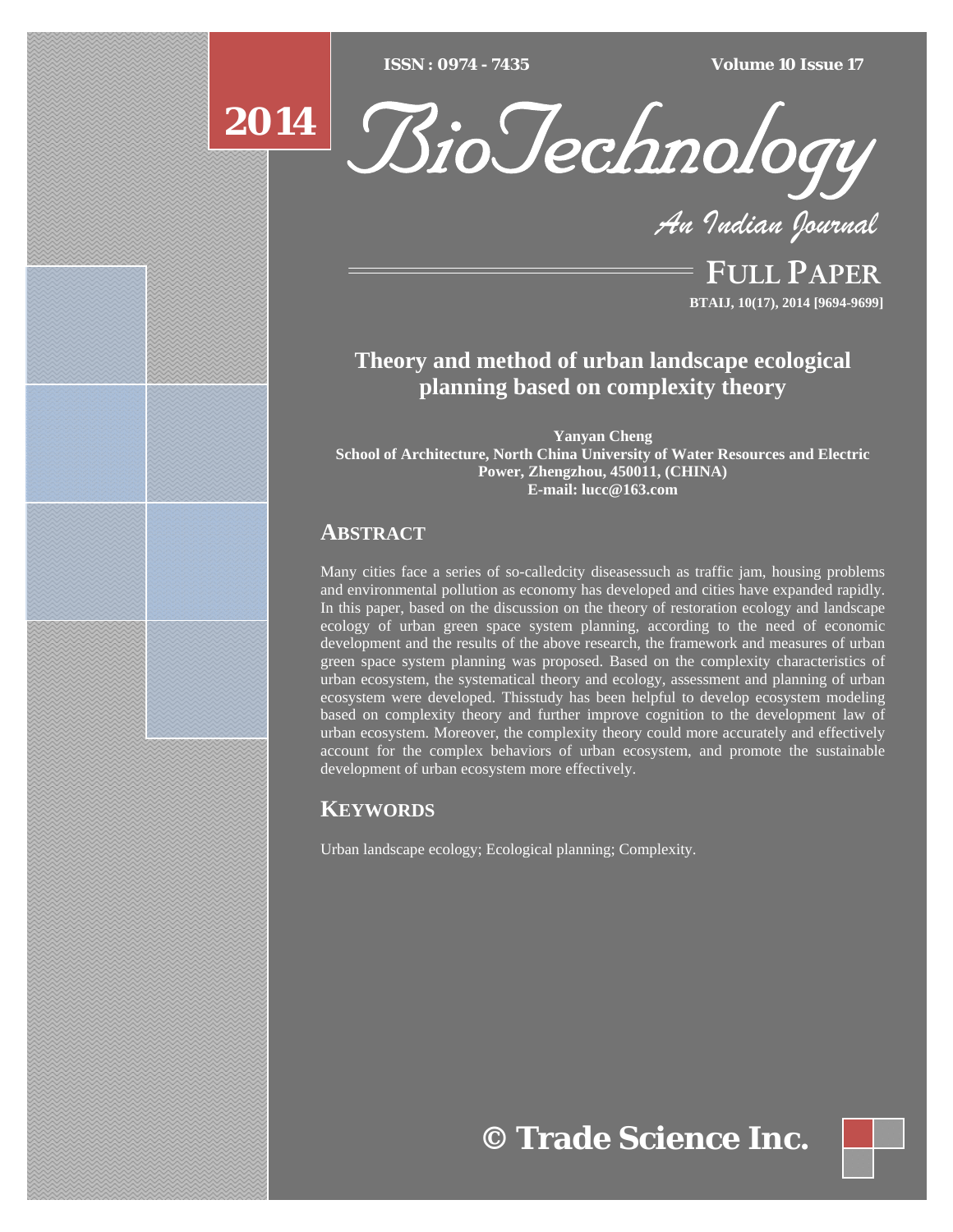# Theory and method of urban landscape ecological planning based on complexity theory

**Yanyan Cheng**
**School of Architecture, North China University of Water Resources and Electric Power, Zhengzhou, 450011, (CHINA)**
**E-mail: lucc@163.com**

## ABSTRACT

Many cities face a series of so-calledcity diseasessuch as traffic jam, housing problems and environmental pollution as economy has developed and cities have expanded rapidly. In this paper, based on the discussion on the theory of restoration ecology and landscape ecology of urban green space system planning, according to the need of economic development and the results of the above research, the framework and measures of urban green space system planning was proposed. Based on the complexity characteristics of urban ecosystem, the systematical theory and ecology, assessment and planning of urban ecosystem were developed. Thisstudy has been helpful to develop ecosystem modeling based on complexity theory and further improve cognition to the development law of urban ecosystem. Moreover, the complexity theory could more accurately and effectively account for the complex behaviors of urban ecosystem, and promote the sustainable development of urban ecosystem more effectively.

## KEYWORDS

Urban landscape ecology; Ecological planning; Complexity.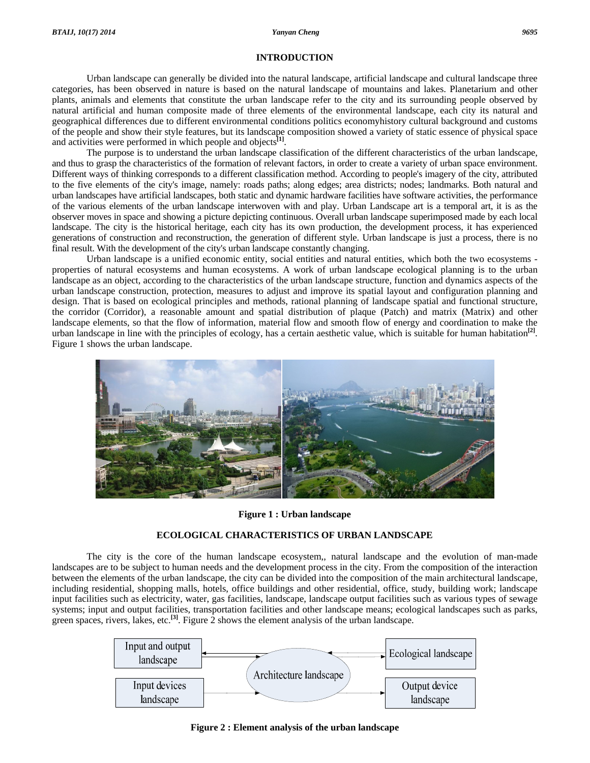## INTRODUCTION

Urban landscape can generally be divided into the natural landscape, artificial landscape and cultural landscape three categories, has been observed in nature is based on the natural landscape of mountains and lakes. Planetarium and other plants, animals and elements that constitute the urban landscape refer to the city and its surrounding people observed by natural artificial and human composite made of three elements of the environmental landscape, each city its natural and geographical differences due to different environmental conditions politics economyhistory cultural background and customs of the people and show their style features, but its landscape composition showed a variety of static essence of physical space and activities were performed in which people and objects[1].

The purpose is to understand the urban landscape classification of the different characteristics of the urban landscape, and thus to grasp the characteristics of the formation of relevant factors, in order to create a variety of urban space environment. Different ways of thinking corresponds to a different classification method. According to people's imagery of the city, attributed to the five elements of the city's image, namely: roads paths; along edges; area districts; nodes; landmarks. Both natural and urban landscapes have artificial landscapes, both static and dynamic hardware facilities have software activities, the performance of the various elements of the urban landscape interwoven with and play. Urban Landscape art is a temporal art, it is as the observer moves in space and showing a picture depicting continuous. Overall urban landscape superimposed made by each local landscape. The city is the historical heritage, each city has its own production, the development process, it has experienced generations of construction and reconstruction, the generation of different style. Urban landscape is just a process, there is no final result. With the development of the city's urban landscape constantly changing.

Urban landscape is a unified economic entity, social entities and natural entities, which both the two ecosystems - properties of natural ecosystems and human ecosystems. A work of urban landscape ecological planning is to the urban landscape as an object, according to the characteristics of the urban landscape structure, function and dynamics aspects of the urban landscape construction, protection, measures to adjust and improve its spatial layout and configuration planning and design. That is based on ecological principles and methods, rational planning of landscape spatial and functional structure, the corridor (Corridor), a reasonable amount and spatial distribution of plaque (Patch) and matrix (Matrix) and other landscape elements, so that the flow of information, material flow and smooth flow of energy and coordination to make the urban landscape in line with the principles of ecology, has a certain aesthetic value, which is suitable for human habitation[2]. Figure 1 shows the urban landscape.

**Figure 1 : Urban landscape**

## ECOLOGICAL CHARACTERISTICS OF URBAN LANDSCAPE

The city is the core of the human landscape ecosystem,, natural landscape and the evolution of man-made landscapes are to be subject to human needs and the development process in the city. From the composition of the interaction between the elements of the urban landscape, the city can be divided into the composition of the main architectural landscape, including residential, shopping malls, hotels, office buildings and other residential, office, study, building work; landscape input facilities such as electricity, water, gas facilities, landscape, landscape output facilities such as various types of sewage systems; input and output facilities, transportation facilities and other landscape means; ecological landscapes such as parks, green spaces, rivers, lakes, etc.[3]. Figure 2 shows the element analysis of the urban landscape.

Input and output landscape | Architecture landscape | Ecological landscape | Input devices landscape | Output device landscape

**Figure 2 : Element analysis of the urban landscape**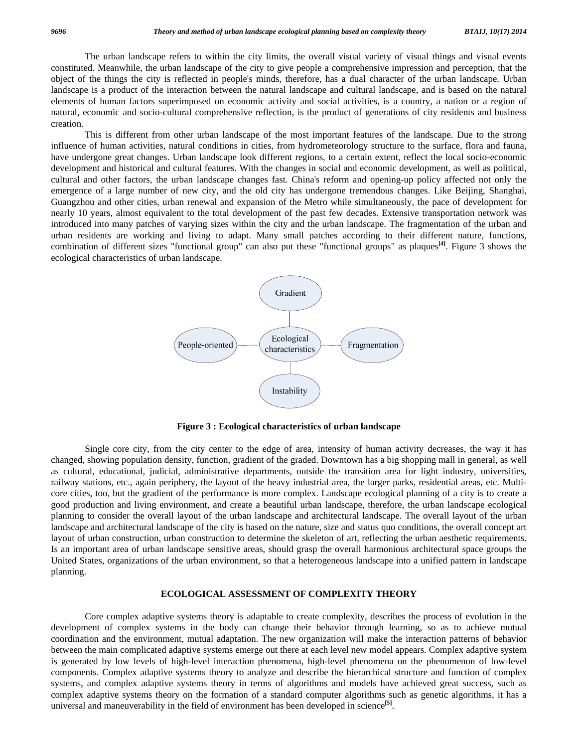The urban landscape refers to within the city limits, the overall visual variety of visual things and visual events constituted. Meanwhile, the urban landscape of the city to give people a comprehensive impression and perception, that the object of the things the city is reflected in people's minds, therefore, has a dual character of the urban landscape. Urban landscape is a product of the interaction between the natural landscape and cultural landscape, and is based on the natural elements of human factors superimposed on economic activity and social activities, is a country, a nation or a region of natural, economic and socio-cultural comprehensive reflection, is the product of generations of city residents and business creation.

This is different from other urban landscape of the most important features of the landscape. Due to the strong influence of human activities, natural conditions in cities, from hydrometeorology structure to the surface, flora and fauna, have undergone great changes. Urban landscape look different regions, to a certain extent, reflect the local socio-economic development and historical and cultural features. With the changes in social and economic development, as well as political, cultural and other factors, the urban landscape changes fast. China's reform and opening-up policy affected not only the emergence of a large number of new city, and the old city has undergone tremendous changes. Like Beijing, Shanghai, Guangzhou and other cities, urban renewal and expansion of the Metro while simultaneously, the pace of development for nearly 10 years, almost equivalent to the total development of the past few decades. Extensive transportation network was introduced into many patches of varying sizes within the city and the urban landscape. The fragmentation of the urban and urban residents are working and living to adapt. Many small patches according to their different nature, functions, combination of different sizes "functional group" can also put these "functional groups" as plaques[4]. Figure 3 shows the ecological characteristics of urban landscape.

Gradient

People-oriented — Ecological characteristics — Fragmentation

Instability

**Figure 3 : Ecological characteristics of urban landscape**

Single core city, from the city center to the edge of area, intensity of human activity decreases, the way it has changed, showing population density, function, gradient of the graded. Downtown has a big shopping mall in general, as well as cultural, educational, judicial, administrative departments, outside the transition area for light industry, universities, railway stations, etc., again periphery, the layout of the heavy industrial area, the larger parks, residential areas, etc. Multi-core cities, too, but the gradient of the performance is more complex. Landscape ecological planning of a city is to create a good production and living environment, and create a beautiful urban landscape, therefore, the urban landscape ecological planning to consider the overall layout of the urban landscape and architectural landscape. The overall layout of the urban landscape and architectural landscape of the city is based on the nature, size and status quo conditions, the overall concept art layout of urban construction, urban construction to determine the skeleton of art, reflecting the urban aesthetic requirements. Is an important area of urban landscape sensitive areas, should grasp the overall harmonious architectural space groups the United States, organizations of the urban environment, so that a heterogeneous landscape into a unified pattern in landscape planning.

## ECOLOGICAL ASSESSMENT OF COMPLEXITY THEORY

Core complex adaptive systems theory is adaptable to create complexity, describes the process of evolution in the development of complex systems in the body can change their behavior through learning, so as to achieve mutual coordination and the environment, mutual adaptation. The new organization will make the interaction patterns of behavior between the main complicated adaptive systems emerge out there at each level new model appears. Complex adaptive system is generated by low levels of high-level interaction phenomena, high-level phenomena on the phenomenon of low-level components. Complex adaptive systems theory to analyze and describe the hierarchical structure and function of complex systems, and complex adaptive systems theory in terms of algorithms and models have achieved great success, such as complex adaptive systems theory on the formation of a standard computer algorithms such as genetic algorithms, it has a universal and maneuverability in the field of environment has been developed in science[5].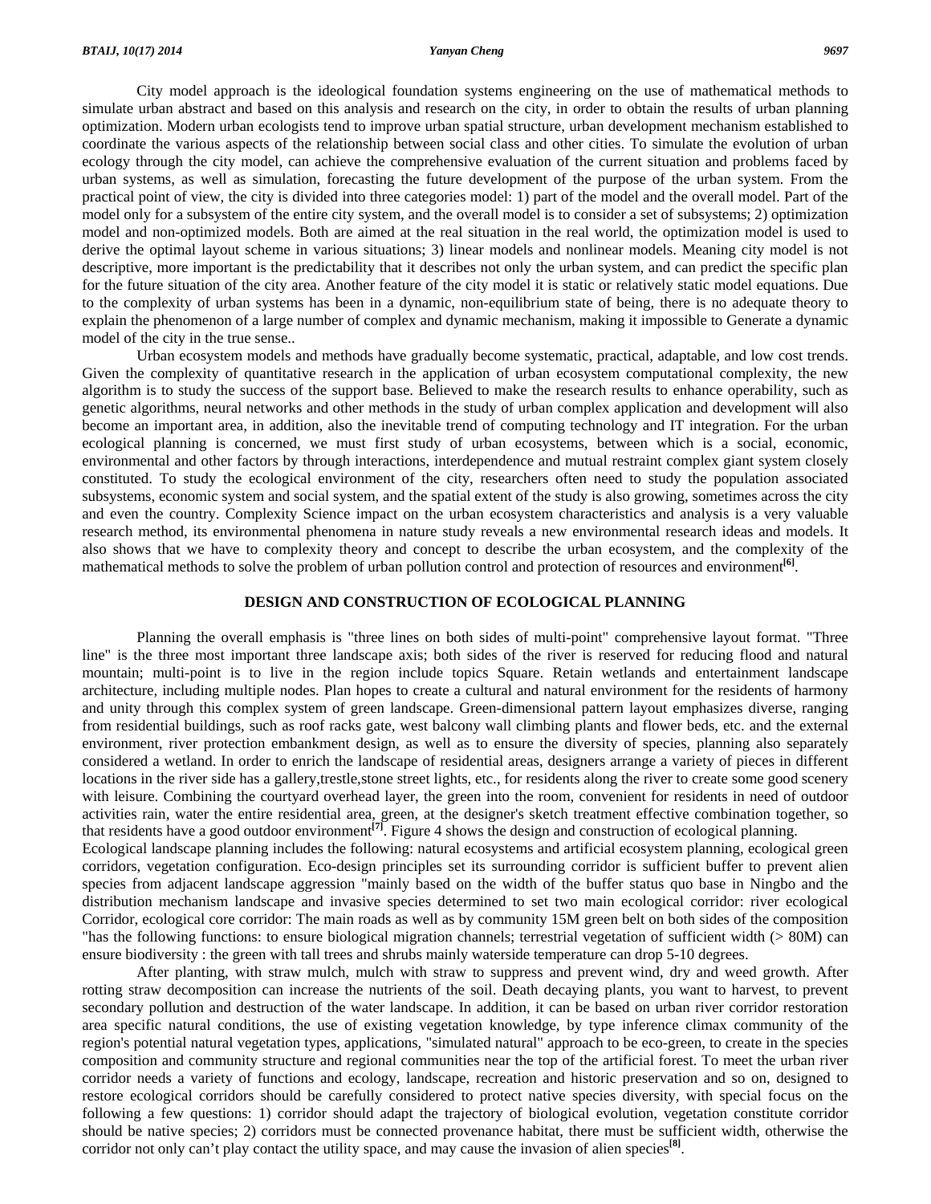City model approach is the ideological foundation systems engineering on the use of mathematical methods to simulate urban abstract and based on this analysis and research on the city, in order to obtain the results of urban planning optimization. Modern urban ecologists tend to improve urban spatial structure, urban development mechanism established to coordinate the various aspects of the relationship between social class and other cities. To simulate the evolution of urban ecology through the city model, can achieve the comprehensive evaluation of the current situation and problems faced by urban systems, as well as simulation, forecasting the future development of the purpose of the urban system. From the practical point of view, the city is divided into three categories model: 1) part of the model and the overall model. Part of the model only for a subsystem of the entire city system, and the overall model is to consider a set of subsystems; 2) optimization model and non-optimized models. Both are aimed at the real situation in the real world, the optimization model is used to derive the optimal layout scheme in various situations; 3) linear models and nonlinear models. Meaning city model is not descriptive, more important is the predictability that it describes not only the urban system, and can predict the specific plan for the future situation of the city area. Another feature of the city model it is static or relatively static model equations. Due to the complexity of urban systems has been in a dynamic, non-equilibrium state of being, there is no adequate theory to explain the phenomenon of a large number of complex and dynamic mechanism, making it impossible to Generate a dynamic model of the city in the true sense..

Urban ecosystem models and methods have gradually become systematic, practical, adaptable, and low cost trends. Given the complexity of quantitative research in the application of urban ecosystem computational complexity, the new algorithm is to study the success of the support base. Believed to make the research results to enhance operability, such as genetic algorithms, neural networks and other methods in the study of urban complex application and development will also become an important area, in addition, also the inevitable trend of computing technology and IT integration. For the urban ecological planning is concerned, we must first study of urban ecosystems, between which is a social, economic, environmental and other factors by through interactions, interdependence and mutual restraint complex giant system closely constituted. To study the ecological environment of the city, researchers often need to study the population associated subsystems, economic system and social system, and the spatial extent of the study is also growing, sometimes across the city and even the country. Complexity Science impact on the urban ecosystem characteristics and analysis is a very valuable research method, its environmental phenomena in nature study reveals a new environmental research ideas and models. It also shows that we have to complexity theory and concept to describe the urban ecosystem, and the complexity of the mathematical methods to solve the problem of urban pollution control and protection of resources and environment[6].

## DESIGN AND CONSTRUCTION OF ECOLOGICAL PLANNING

Planning the overall emphasis is "three lines on both sides of multi-point" comprehensive layout format. "Three line" is the three most important three landscape axis; both sides of the river is reserved for reducing flood and natural mountain; multi-point is to live in the region include topics Square. Retain wetlands and entertainment landscape architecture, including multiple nodes. Plan hopes to create a cultural and natural environment for the residents of harmony and unity through this complex system of green landscape. Green-dimensional pattern layout emphasizes diverse, ranging from residential buildings, such as roof racks gate, west balcony wall climbing plants and flower beds, etc. and the external environment, river protection embankment design, as well as to ensure the diversity of species, planning also separately considered a wetland. In order to enrich the landscape of residential areas, designers arrange a variety of pieces in different locations in the river side has a gallery,trestle,stone street lights, etc., for residents along the river to create some good scenery with leisure. Combining the courtyard overhead layer, the green into the room, convenient for residents in need of outdoor activities rain, water the entire residential area, green, at the designer's sketch treatment effective combination together, so that residents have a good outdoor environment[7]. Figure 4 shows the design and construction of ecological planning.

Ecological landscape planning includes the following: natural ecosystems and artificial ecosystem planning, ecological green corridors, vegetation configuration. Eco-design principles set its surrounding corridor is sufficient buffer to prevent alien species from adjacent landscape aggression "mainly based on the width of the buffer status quo base in Ningbo and the distribution mechanism landscape and invasive species determined to set two main ecological corridor: river ecological Corridor, ecological core corridor: The main roads as well as by community 15M green belt on both sides of the composition "has the following functions: to ensure biological migration channels; terrestrial vegetation of sufficient width (> 80M) can ensure biodiversity : the green with tall trees and shrubs mainly waterside temperature can drop 5-10 degrees.

After planting, with straw mulch, mulch with straw to suppress and prevent wind, dry and weed growth. After rotting straw decomposition can increase the nutrients of the soil. Death decaying plants, you want to harvest, to prevent secondary pollution and destruction of the water landscape. In addition, it can be based on urban river corridor restoration area specific natural conditions, the use of existing vegetation knowledge, by type inference climax community of the region's potential natural vegetation types, applications, "simulated natural" approach to be eco-green, to create in the species composition and community structure and regional communities near the top of the artificial forest. To meet the urban river corridor needs a variety of functions and ecology, landscape, recreation and historic preservation and so on, designed to restore ecological corridors should be carefully considered to protect native species diversity, with special focus on the following a few questions: 1) corridor should adapt the trajectory of biological evolution, vegetation constitute corridor should be native species; 2) corridors must be connected provenance habitat, there must be sufficient width, otherwise the corridor not only can't play contact the utility space, and may cause the invasion of alien species[8].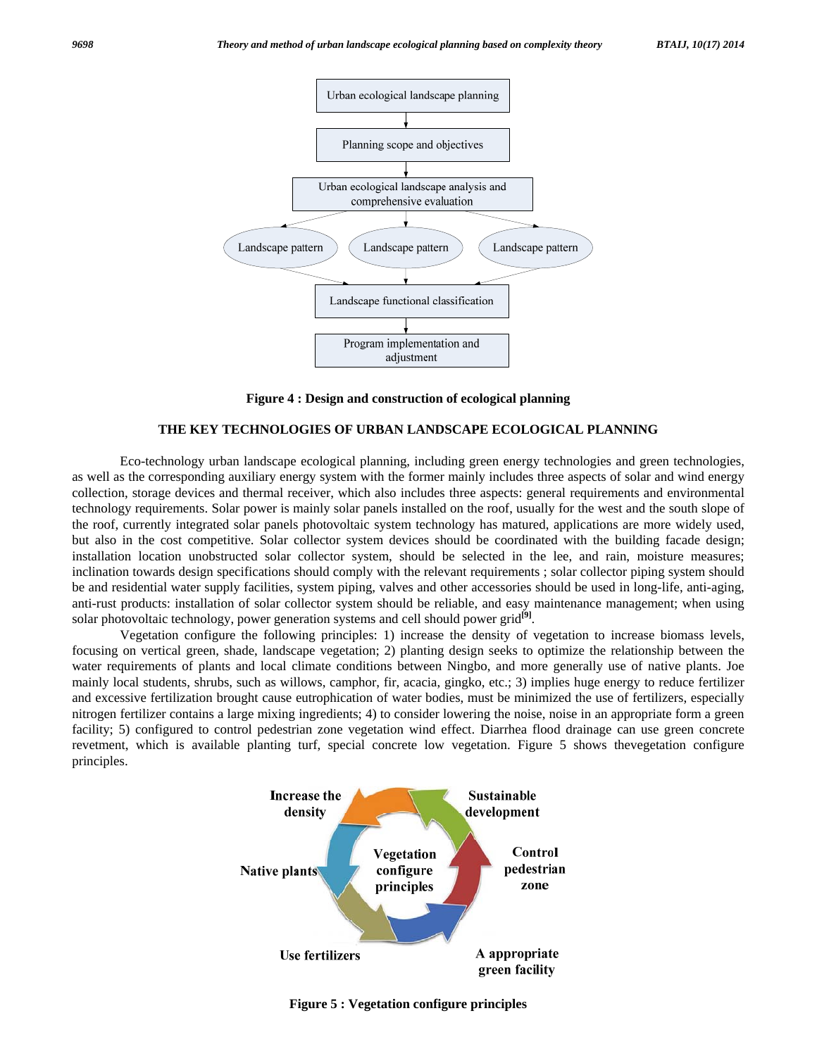Figure 4 : Design and construction of ecological planning

## THE KEY TECHNOLOGIES OF URBAN LANDSCAPE ECOLOGICAL PLANNING

Eco-technology urban landscape ecological planning, including green energy technologies and green technologies, as well as the corresponding auxiliary energy system with the former mainly includes three aspects of solar and wind energy collection, storage devices and thermal receiver, which also includes three aspects: general requirements and environmental technology requirements. Solar power is mainly solar panels installed on the roof, usually for the west and the south slope of the roof, currently integrated solar panels photovoltaic system technology has matured, applications are more widely used, but also in the cost competitive. Solar collector system devices should be coordinated with the building facade design; installation location unobstructed solar collector system, should be selected in the lee, and rain, moisture measures; inclination towards design specifications should comply with the relevant requirements ; solar collector piping system should be and residential water supply facilities, system piping, valves and other accessories should be used in long-life, anti-aging, anti-rust products: installation of solar collector system should be reliable, and easy maintenance management; when using solar photovoltaic technology, power generation systems and cell should power grid[9].

Vegetation configure the following principles: 1) increase the density of vegetation to increase biomass levels, focusing on vertical green, shade, landscape vegetation; 2) planting design seeks to optimize the relationship between the water requirements of plants and local climate conditions between Ningbo, and more generally use of native plants. Joe mainly local students, shrubs, such as willows, camphor, fir, acacia, gingko, etc.; 3) implies huge energy to reduce fertilizer and excessive fertilization brought cause eutrophication of water bodies, must be minimized the use of fertilizers, especially nitrogen fertilizer contains a large mixing ingredients; 4) to consider lowering the noise, noise in an appropriate form a green facility; 5) configured to control pedestrian zone vegetation wind effect. Diarrhea flood drainage can use green concrete revetment, which is available planting turf, special concrete low vegetation. Figure 5 shows thevegetation configure principles.

Figure 5 : Vegetation configure principles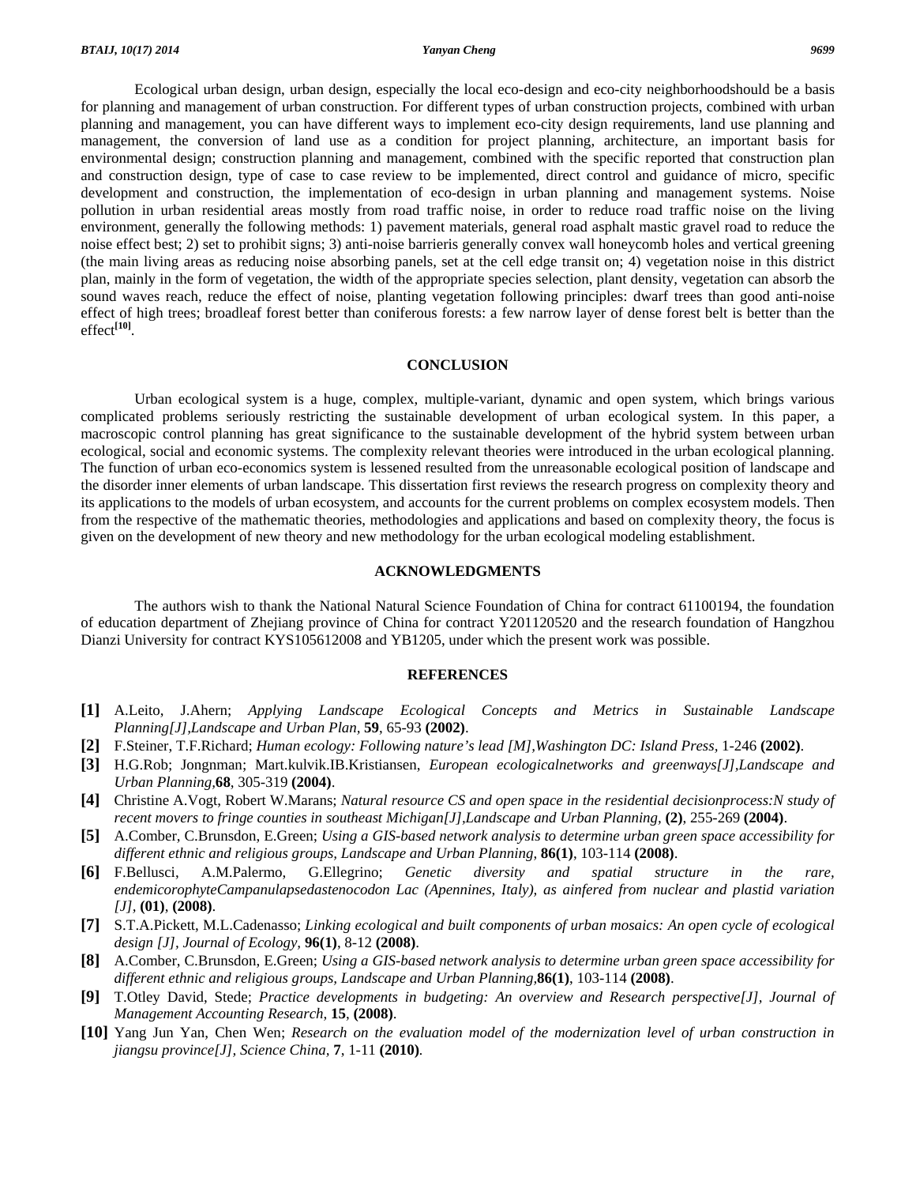Ecological urban design, urban design, especially the local eco-design and eco-city neighborhoodshould be a basis for planning and management of urban construction. For different types of urban construction projects, combined with urban planning and management, you can have different ways to implement eco-city design requirements, land use planning and management, the conversion of land use as a condition for project planning, architecture, an important basis for environmental design; construction planning and management, combined with the specific reported that construction plan and construction design, type of case to case review to be implemented, direct control and guidance of micro, specific development and construction, the implementation of eco-design in urban planning and management systems. Noise pollution in urban residential areas mostly from road traffic noise, in order to reduce road traffic noise on the living environment, generally the following methods: 1) pavement materials, general road asphalt mastic gravel road to reduce the noise effect best; 2) set to prohibit signs; 3) anti-noise barrieris generally convex wall honeycomb holes and vertical greening (the main living areas as reducing noise absorbing panels, set at the cell edge transit on; 4) vegetation noise in this district plan, mainly in the form of vegetation, the width of the appropriate species selection, plant density, vegetation can absorb the sound waves reach, reduce the effect of noise, planting vegetation following principles: dwarf trees than good anti-noise effect of high trees; broadleaf forest better than coniferous forests: a few narrow layer of dense forest belt is better than the effect[10].

## CONCLUSION

Urban ecological system is a huge, complex, multiple-variant, dynamic and open system, which brings various complicated problems seriously restricting the sustainable development of urban ecological system. In this paper, a macroscopic control planning has great significance to the sustainable development of the hybrid system between urban ecological, social and economic systems. The complexity relevant theories were introduced in the urban ecological planning. The function of urban eco-economics system is lessened resulted from the unreasonable ecological position of landscape and the disorder inner elements of urban landscape. This dissertation first reviews the research progress on complexity theory and its applications to the models of urban ecosystem, and accounts for the current problems on complex ecosystem models. Then from the respective of the mathematic theories, methodologies and applications and based on complexity theory, the focus is given on the development of new theory and new methodology for the urban ecological modeling establishment.

## ACKNOWLEDGMENTS

The authors wish to thank the National Natural Science Foundation of China for contract 61100194, the foundation of education department of Zhejiang province of China for contract Y201120520 and the research foundation of Hangzhou Dianzi University for contract KYS105612008 and YB1205, under which the present work was possible.

## REFERENCES

**[1]** A.Leito, J.Ahern; *Applying Landscape Ecological Concepts and Metrics in Sustainable Landscape Planning[J],Landscape and Urban Plan,* **59**, 65-93 **(2002)**.

**[2]** F.Steiner, T.F.Richard; *Human ecology: Following nature's lead [M],Washington DC: Island Press,* 1-246 **(2002)**.

**[3]** H.G.Rob; Jongnman; Mart.kulvik.IB.Kristiansen, *European ecologicalnetworks and greenways[J],Landscape and Urban Planning,***68**, 305-319 **(2004)**.

**[4]** Christine A.Vogt, Robert W.Marans; *Natural resource CS and open space in the residential decisionprocess:N study of recent movers to fringe counties in southeast Michigan[J],Landscape and Urban Planning,* **(2)**, 255-269 **(2004)**.

**[5]** A.Comber, C.Brunsdon, E.Green; *Using a GIS-based network analysis to determine urban green space accessibility for different ethnic and religious groups, Landscape and Urban Planning,* **86(1)**, 103-114 **(2008)**.

**[6]** F.Bellusci, A.M.Palermo, G.Ellegrino; *Genetic diversity and spatial structure in the rare, endemicorophyteCampanulapsedastenocodon Lac (Apennines, Italy), as ainfered from nuclear and plastid variation [J],* **(01)**, **(2008)**.

**[7]** S.T.A.Pickett, M.L.Cadenasso; *Linking ecological and built components of urban mosaics: An open cycle of ecological design [J], Journal of Ecology,* **96(1)**, 8-12 **(2008)**.

**[8]** A.Comber, C.Brunsdon, E.Green; *Using a GIS-based network analysis to determine urban green space accessibility for different ethnic and religious groups, Landscape and Urban Planning,***86(1)**, 103-114 **(2008)**.

**[9]** T.Otley David, Stede; *Practice developments in budgeting: An overview and Research perspective[J], Journal of Management Accounting Research,* **15**, **(2008)**.

**[10]** Yang Jun Yan, Chen Wen; *Research on the evaluation model of the modernization level of urban construction in jiangsu province[J], Science China,* **7**, 1-11 **(2010)**.